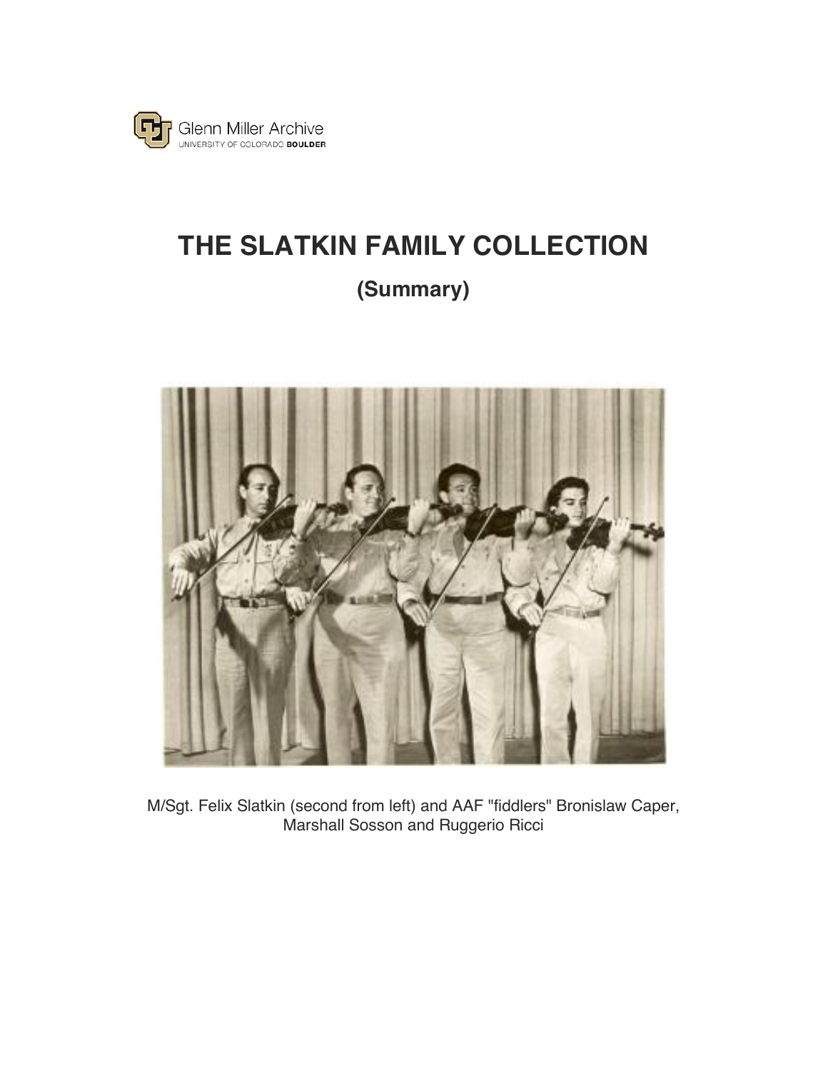Glenn Miller Archive
UNIVERSITY OF COLORADO BOULDER

# THE SLATKIN FAMILY COLLECTION

## (Summary)

M/Sgt. Felix Slatkin (second from left) and AAF "fiddlers" Bronislaw Caper, Marshall Sosson and Ruggerio Ricci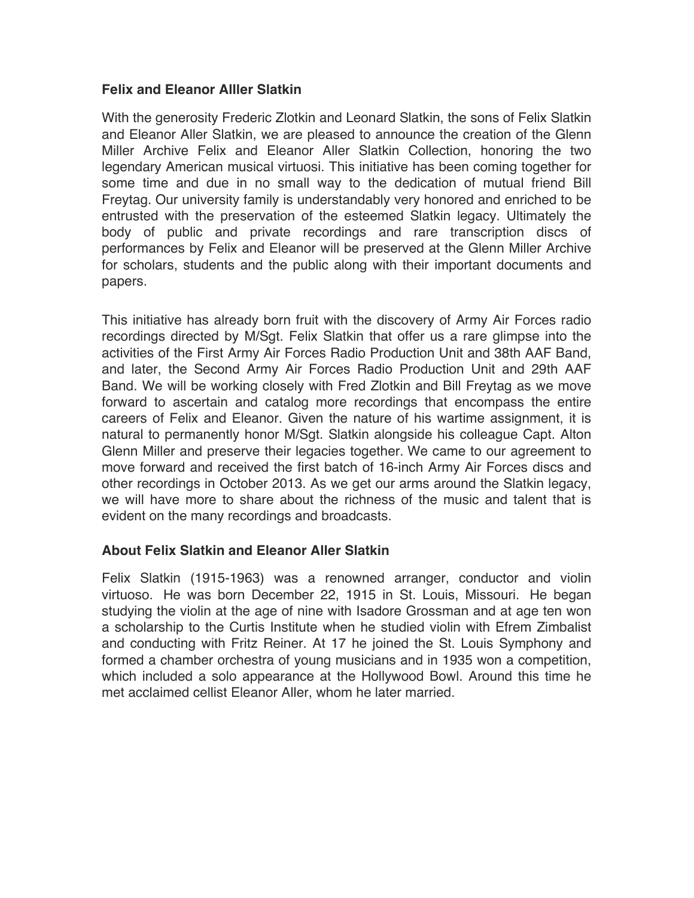### Felix and Eleanor Alller Slatkin

With the generosity Frederic Zlotkin and Leonard Slatkin, the sons of Felix Slatkin and Eleanor Aller Slatkin, we are pleased to announce the creation of the Glenn Miller Archive Felix and Eleanor Aller Slatkin Collection, honoring the two legendary American musical virtuosi. This initiative has been coming together for some time and due in no small way to the dedication of mutual friend Bill Freytag. Our university family is understandably very honored and enriched to be entrusted with the preservation of the esteemed Slatkin legacy. Ultimately the body of public and private recordings and rare transcription discs of performances by Felix and Eleanor will be preserved at the Glenn Miller Archive for scholars, students and the public along with their important documents and papers.

This initiative has already born fruit with the discovery of Army Air Forces radio recordings directed by M/Sgt. Felix Slatkin that offer us a rare glimpse into the activities of the First Army Air Forces Radio Production Unit and 38th AAF Band, and later, the Second Army Air Forces Radio Production Unit and 29th AAF Band. We will be working closely with Fred Zlotkin and Bill Freytag as we move forward to ascertain and catalog more recordings that encompass the entire careers of Felix and Eleanor. Given the nature of his wartime assignment, it is natural to permanently honor M/Sgt. Slatkin alongside his colleague Capt. Alton Glenn Miller and preserve their legacies together. We came to our agreement to move forward and received the first batch of 16-inch Army Air Forces discs and other recordings in October 2013. As we get our arms around the Slatkin legacy, we will have more to share about the richness of the music and talent that is evident on the many recordings and broadcasts.

### About Felix Slatkin and Eleanor Aller Slatkin

Felix Slatkin (1915-1963) was a renowned arranger, conductor and violin virtuoso. He was born December 22, 1915 in St. Louis, Missouri. He began studying the violin at the age of nine with Isadore Grossman and at age ten won a scholarship to the Curtis Institute when he studied violin with Efrem Zimbalist and conducting with Fritz Reiner. At 17 he joined the St. Louis Symphony and formed a chamber orchestra of young musicians and in 1935 won a competition, which included a solo appearance at the Hollywood Bowl. Around this time he met acclaimed cellist Eleanor Aller, whom he later married.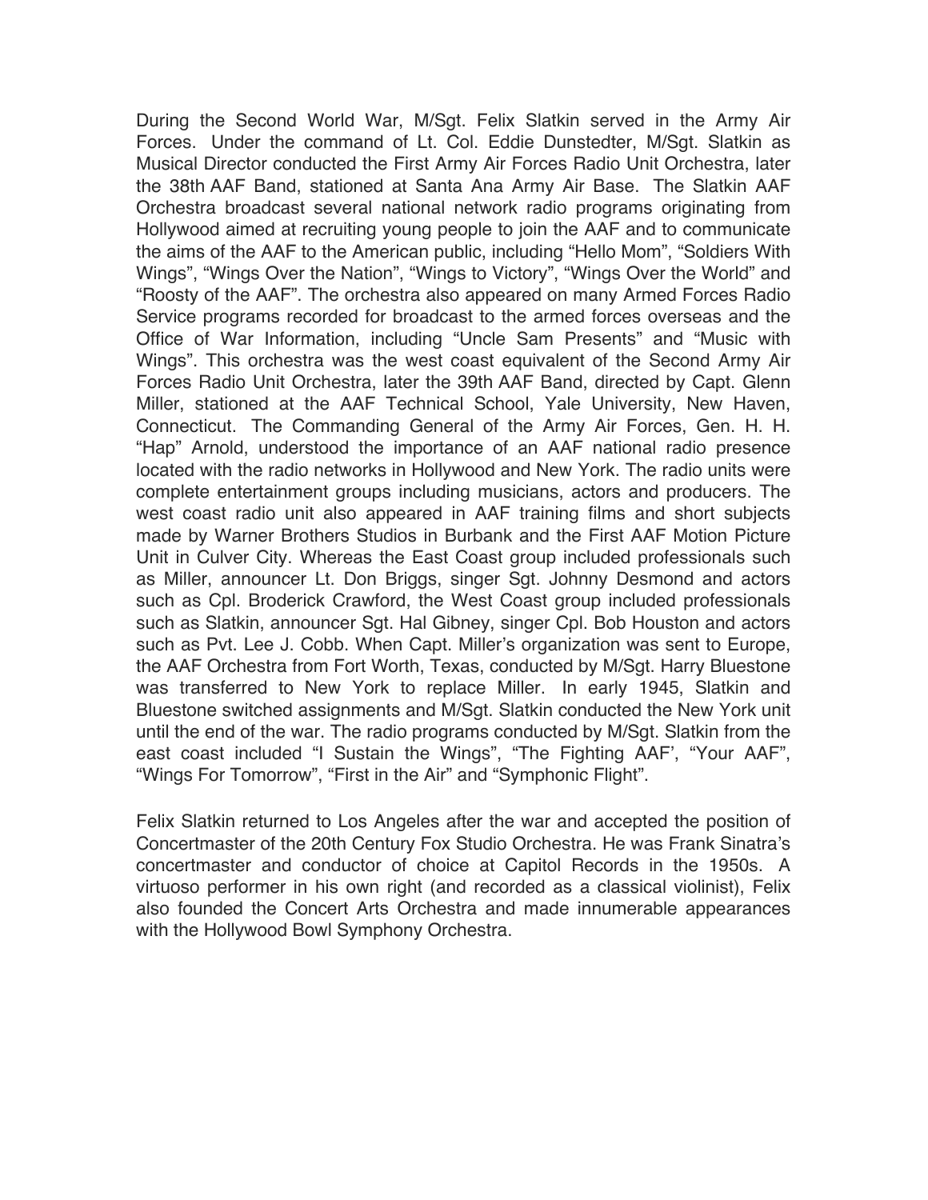During the Second World War, M/Sgt. Felix Slatkin served in the Army Air Forces. Under the command of Lt. Col. Eddie Dunstedter, M/Sgt. Slatkin as Musical Director conducted the First Army Air Forces Radio Unit Orchestra, later the 38th AAF Band, stationed at Santa Ana Army Air Base. The Slatkin AAF Orchestra broadcast several national network radio programs originating from Hollywood aimed at recruiting young people to join the AAF and to communicate the aims of the AAF to the American public, including "Hello Mom", "Soldiers With Wings", "Wings Over the Nation", "Wings to Victory", "Wings Over the World" and "Roosty of the AAF". The orchestra also appeared on many Armed Forces Radio Service programs recorded for broadcast to the armed forces overseas and the Office of War Information, including "Uncle Sam Presents" and "Music with Wings". This orchestra was the west coast equivalent of the Second Army Air Forces Radio Unit Orchestra, later the 39th AAF Band, directed by Capt. Glenn Miller, stationed at the AAF Technical School, Yale University, New Haven, Connecticut. The Commanding General of the Army Air Forces, Gen. H. H. "Hap" Arnold, understood the importance of an AAF national radio presence located with the radio networks in Hollywood and New York. The radio units were complete entertainment groups including musicians, actors and producers. The west coast radio unit also appeared in AAF training films and short subjects made by Warner Brothers Studios in Burbank and the First AAF Motion Picture Unit in Culver City. Whereas the East Coast group included professionals such as Miller, announcer Lt. Don Briggs, singer Sgt. Johnny Desmond and actors such as Cpl. Broderick Crawford, the West Coast group included professionals such as Slatkin, announcer Sgt. Hal Gibney, singer Cpl. Bob Houston and actors such as Pvt. Lee J. Cobb. When Capt. Miller's organization was sent to Europe, the AAF Orchestra from Fort Worth, Texas, conducted by M/Sgt. Harry Bluestone was transferred to New York to replace Miller. In early 1945, Slatkin and Bluestone switched assignments and M/Sgt. Slatkin conducted the New York unit until the end of the war. The radio programs conducted by M/Sgt. Slatkin from the east coast included "I Sustain the Wings", "The Fighting AAF', "Your AAF", "Wings For Tomorrow", "First in the Air" and "Symphonic Flight".

Felix Slatkin returned to Los Angeles after the war and accepted the position of Concertmaster of the 20th Century Fox Studio Orchestra. He was Frank Sinatra's concertmaster and conductor of choice at Capitol Records in the 1950s. A virtuoso performer in his own right (and recorded as a classical violinist), Felix also founded the Concert Arts Orchestra and made innumerable appearances with the Hollywood Bowl Symphony Orchestra.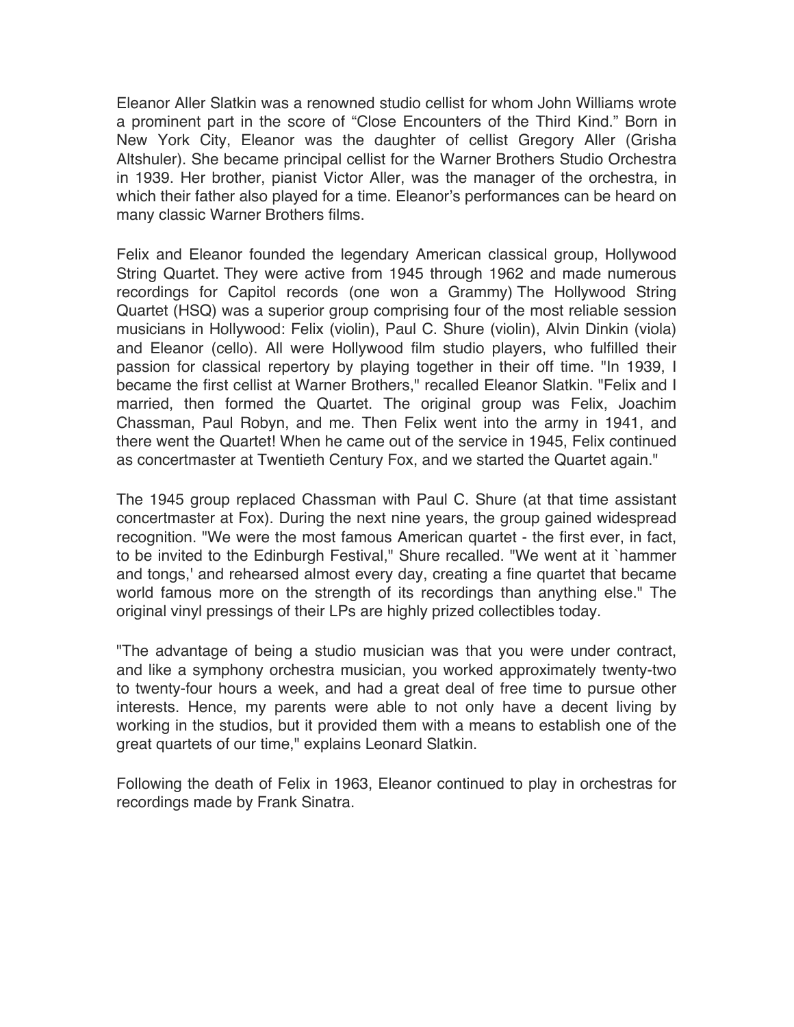Eleanor Aller Slatkin was a renowned studio cellist for whom John Williams wrote a prominent part in the score of “Close Encounters of the Third Kind.” Born in New York City, Eleanor was the daughter of cellist Gregory Aller (Grisha Altshuler). She became principal cellist for the Warner Brothers Studio Orchestra in 1939. Her brother, pianist Victor Aller, was the manager of the orchestra, in which their father also played for a time. Eleanor’s performances can be heard on many classic Warner Brothers films.

Felix and Eleanor founded the legendary American classical group, Hollywood String Quartet. They were active from 1945 through 1962 and made numerous recordings for Capitol records (one won a Grammy) The Hollywood String Quartet (HSQ) was a superior group comprising four of the most reliable session musicians in Hollywood: Felix (violin), Paul C. Shure (violin), Alvin Dinkin (viola) and Eleanor (cello). All were Hollywood film studio players, who fulfilled their passion for classical repertory by playing together in their off time. "In 1939, I became the first cellist at Warner Brothers," recalled Eleanor Slatkin. "Felix and I married, then formed the Quartet. The original group was Felix, Joachim Chassman, Paul Robyn, and me. Then Felix went into the army in 1941, and there went the Quartet! When he came out of the service in 1945, Felix continued as concertmaster at Twentieth Century Fox, and we started the Quartet again."

The 1945 group replaced Chassman with Paul C. Shure (at that time assistant concertmaster at Fox). During the next nine years, the group gained widespread recognition. "We were the most famous American quartet - the first ever, in fact, to be invited to the Edinburgh Festival," Shure recalled. "We went at it `hammer and tongs,' and rehearsed almost every day, creating a fine quartet that became world famous more on the strength of its recordings than anything else." The original vinyl pressings of their LPs are highly prized collectibles today.

"The advantage of being a studio musician was that you were under contract, and like a symphony orchestra musician, you worked approximately twenty-two to twenty-four hours a week, and had a great deal of free time to pursue other interests. Hence, my parents were able to not only have a decent living by working in the studios, but it provided them with a means to establish one of the great quartets of our time," explains Leonard Slatkin.

Following the death of Felix in 1963, Eleanor continued to play in orchestras for recordings made by Frank Sinatra.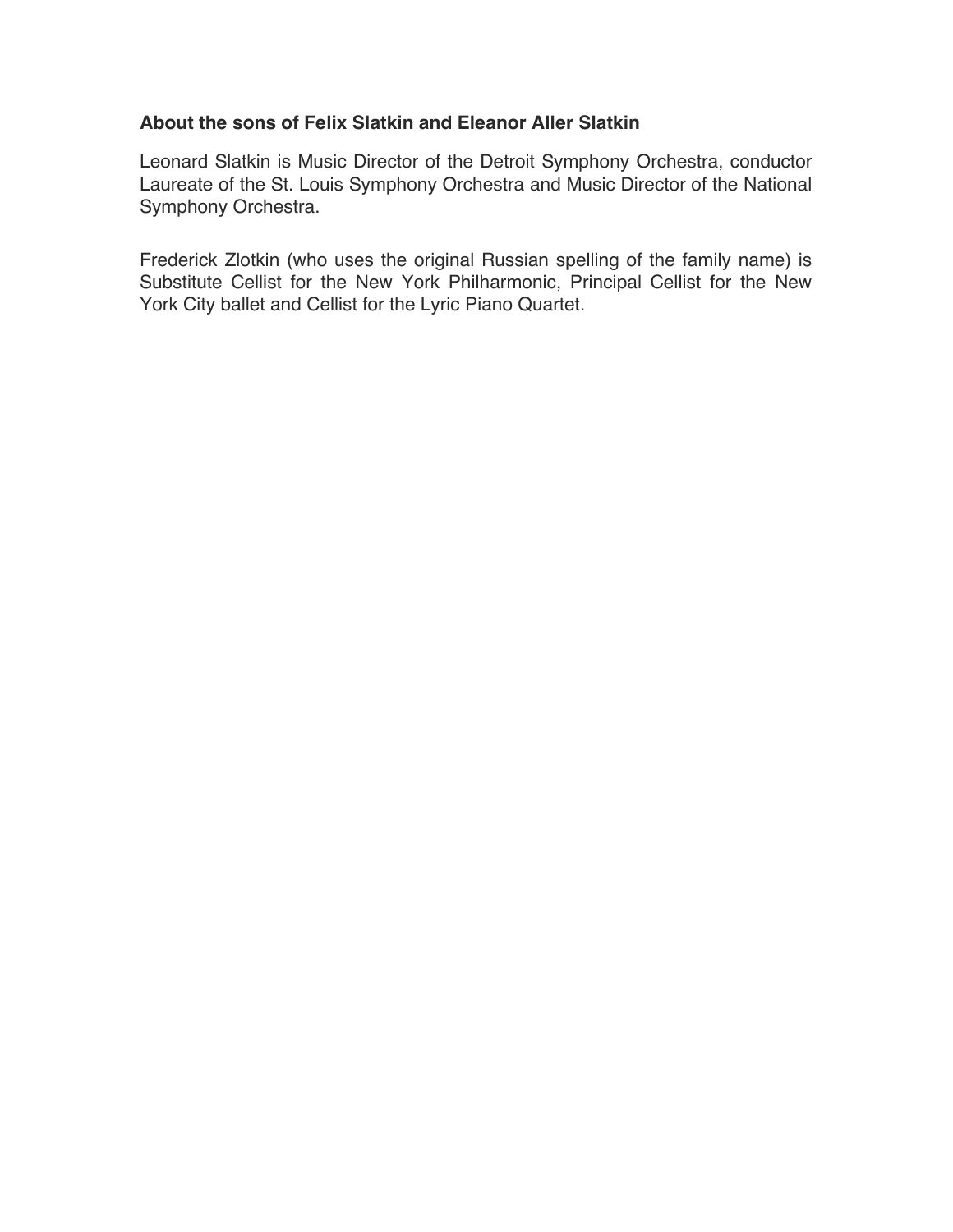**About the sons of Felix Slatkin and Eleanor Aller Slatkin**

Leonard Slatkin is Music Director of the Detroit Symphony Orchestra, conductor Laureate of the St. Louis Symphony Orchestra and Music Director of the National Symphony Orchestra.

Frederick Zlotkin (who uses the original Russian spelling of the family name) is Substitute Cellist for the New York Philharmonic, Principal Cellist for the New York City ballet and Cellist for the Lyric Piano Quartet.